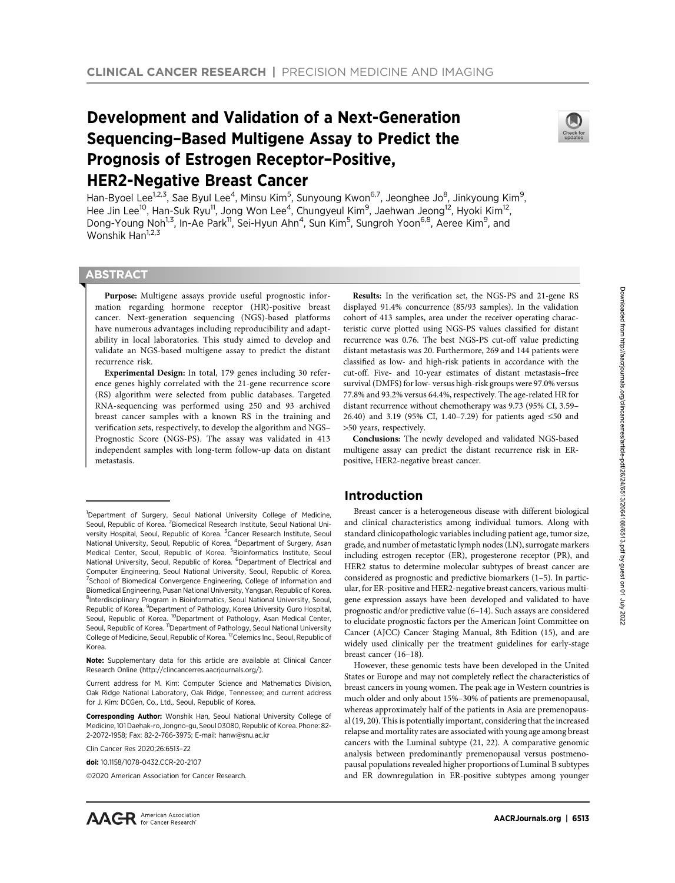# Development and Validation of a Next-Generation Sequencing–Based Multigene Assay to Predict the Prognosis of Estrogen Receptor–Positive, HER2-Negative Breast Cancer

Han-Byoel Lee[1,2,3], Sae Byul Lee[4], Minsu Kim[5], Sunyoung Kwon[6,7], Jeonghee Jo[8], Jinkyoung Kim[9], Hee Jin Lee[10], Han-Suk Ryu[11], Jong Won Lee[4], Chungyeul Kim[9], Jaehwan Jeong[12], Hyoki Kim[12], Dong-Young Noh[1,3], In-Ae Park[11], Sei-Hyun Ahn[4], Sun Kim[5], Sungroh Yoon[6,8], Aeree Kim[9], and Wonshik Han[1,2,3]

## ABSTRACT

**Purpose:** Multigene assays provide useful prognostic information regarding hormone receptor (HR)-positive breast cancer. Next-generation sequencing (NGS)-based platforms have numerous advantages including reproducibility and adaptability in local laboratories. This study aimed to develop and validate an NGS-based multigene assay to predict the distant recurrence risk.

**Experimental Design:** In total, 179 genes including 30 reference genes highly correlated with the 21-gene recurrence score (RS) algorithm were selected from public databases. Targeted RNA-sequencing was performed using 250 and 93 archived breast cancer samples with a known RS in the training and verification sets, respectively, to develop the algorithm and NGS–Prognostic Score (NGS-PS). The assay was validated in 413 independent samples with long-term follow-up data on distant metastasis.

**Results:** In the verification set, the NGS-PS and 21-gene RS displayed 91.4% concurrence (85/93 samples). In the validation cohort of 413 samples, area under the receiver operating characteristic curve plotted using NGS-PS values classified for distant recurrence was 0.76. The best NGS-PS cut-off value predicting distant metastasis was 20. Furthermore, 269 and 144 patients were classified as low- and high-risk patients in accordance with the cut-off. Five- and 10-year estimates of distant metastasis–free survival (DMFS) for low- versus high-risk groups were 97.0% versus 77.8% and 93.2% versus 64.4%, respectively. The age-related HR for distant recurrence without chemotherapy was 9.73 (95% CI, 3.59–26.40) and 3.19 (95% CI, 1.40–7.29) for patients aged ≤50 and >50 years, respectively.

**Conclusions:** The newly developed and validated NGS-based multigene assay can predict the distant recurrence risk in ER-positive, HER2-negative breast cancer.

## Introduction

Breast cancer is a heterogeneous disease with different biological and clinical characteristics among individual tumors. Along with standard clinicopathologic variables including patient age, tumor size, grade, and number of metastatic lymph nodes (LN), surrogate markers including estrogen receptor (ER), progesterone receptor (PR), and HER2 status to determine molecular subtypes of breast cancer are considered as prognostic and predictive biomarkers (1–5). In particular, for ER-positive and HER2-negative breast cancers, various multigene expression assays have been developed and validated to have prognostic and/or predictive value (6–14). Such assays are considered to elucidate prognostic factors per the American Joint Committee on Cancer (AJCC) Cancer Staging Manual, 8th Edition (15), and are widely used clinically per the treatment guidelines for early-stage breast cancer (16–18).

However, these genomic tests have been developed in the United States or Europe and may not completely reflect the characteristics of breast cancers in young women. The peak age in Western countries is much older and only about 15%–30% of patients are premenopausal, whereas approximately half of the patients in Asia are premenopausal (19, 20). This is potentially important, considering that the increased relapse and mortality rates are associated with young age among breast cancers with the Luminal subtype (21, 22). A comparative genomic analysis between predominantly premenopausal versus postmenopausal populations revealed higher proportions of Luminal B subtypes and ER downregulation in ER-positive subtypes among younger

---

[1]Department of Surgery, Seoul National University College of Medicine, Seoul, Republic of Korea. [2]Biomedical Research Institute, Seoul National University Hospital, Seoul, Republic of Korea. [3]Cancer Research Institute, Seoul National University, Seoul, Republic of Korea. [4]Department of Surgery, Asan Medical Center, Seoul, Republic of Korea. [5]Bioinformatics Institute, Seoul National University, Seoul, Republic of Korea. [6]Department of Electrical and Computer Engineering, Seoul National University, Seoul, Republic of Korea. [7]School of Biomedical Convergence Engineering, College of Information and Biomedical Engineering, Pusan National University, Yangsan, Republic of Korea. [8]Interdisciplinary Program in Bioinformatics, Seoul National University, Seoul, Republic of Korea. [9]Department of Pathology, Korea University Guro Hospital, Seoul, Republic of Korea. [10]Department of Pathology, Asan Medical Center, Seoul, Republic of Korea. [11]Department of Pathology, Seoul National University College of Medicine, Seoul, Republic of Korea. [12]Celemics Inc., Seoul, Republic of Korea.

**Note:** Supplementary data for this article are available at Clinical Cancer Research Online (http://clincancerres.aacrjournals.org/).

Current address for M. Kim: Computer Science and Mathematics Division, Oak Ridge National Laboratory, Oak Ridge, Tennessee; and current address for J. Kim: DCGen, Co., Ltd., Seoul, Republic of Korea.

**Corresponding Author:** Wonshik Han, Seoul National University College of Medicine, 101 Daehak-ro, Jongno-gu, Seoul 03080, Republic of Korea. Phone: 82-2-2072-1958; Fax: 82-2-766-3975; E-mail: hanw@snu.ac.kr

Clin Cancer Res 2020;26:6513–22

**doi:** 10.1158/1078-0432.CCR-20-2107

©2020 American Association for Cancer Research.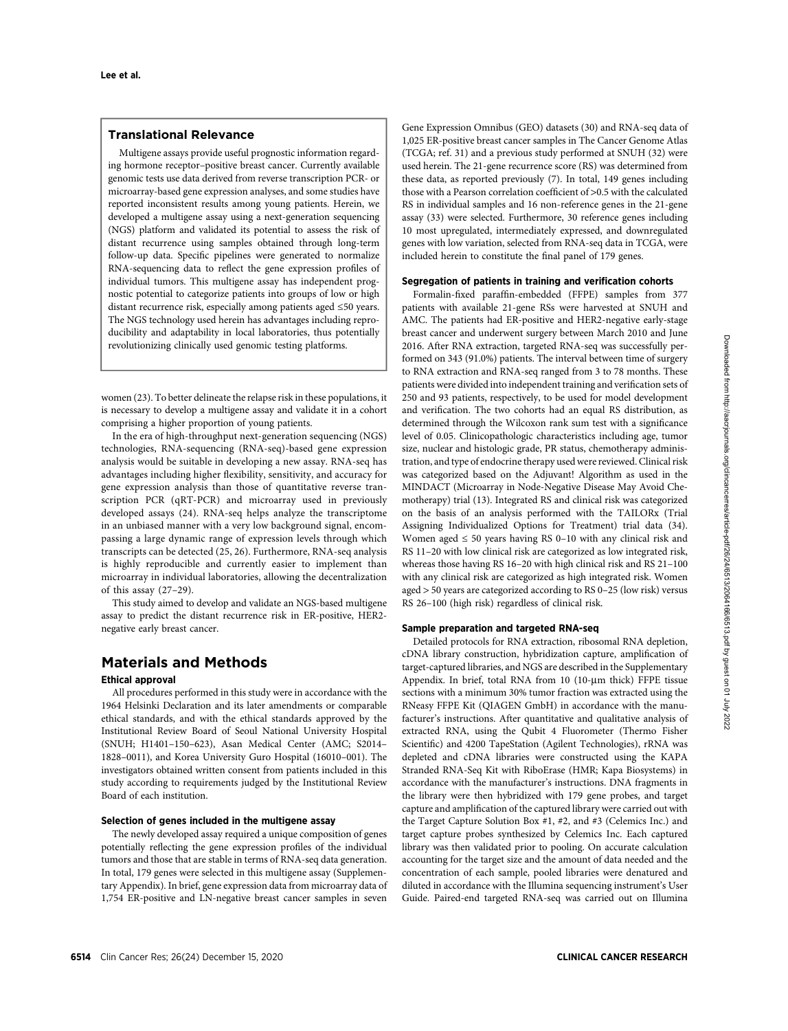## Translational Relevance

Multigene assays provide useful prognostic information regarding hormone receptor–positive breast cancer. Currently available genomic tests use data derived from reverse transcription PCR- or microarray-based gene expression analyses, and some studies have reported inconsistent results among young patients. Herein, we developed a multigene assay using a next-generation sequencing (NGS) platform and validated its potential to assess the risk of distant recurrence using samples obtained through long-term follow-up data. Specific pipelines were generated to normalize RNA-sequencing data to reflect the gene expression profiles of individual tumors. This multigene assay has independent prognostic potential to categorize patients into groups of low or high distant recurrence risk, especially among patients aged ≤50 years. The NGS technology used herein has advantages including reproducibility and adaptability in local laboratories, thus potentially revolutionizing clinically used genomic testing platforms.

women (23). To better delineate the relapse risk in these populations, it is necessary to develop a multigene assay and validate it in a cohort comprising a higher proportion of young patients.

In the era of high-throughput next-generation sequencing (NGS) technologies, RNA-sequencing (RNA-seq)-based gene expression analysis would be suitable in developing a new assay. RNA-seq has advantages including higher flexibility, sensitivity, and accuracy for gene expression analysis than those of quantitative reverse transcription PCR (qRT-PCR) and microarray used in previously developed assays (24). RNA-seq helps analyze the transcriptome in an unbiased manner with a very low background signal, encompassing a large dynamic range of expression levels through which transcripts can be detected (25, 26). Furthermore, RNA-seq analysis is highly reproducible and currently easier to implement than microarray in individual laboratories, allowing the decentralization of this assay (27–29).

This study aimed to develop and validate an NGS-based multigene assay to predict the distant recurrence risk in ER-positive, HER2-negative early breast cancer.

# Materials and Methods

### Ethical approval

All procedures performed in this study were in accordance with the 1964 Helsinki Declaration and its later amendments or comparable ethical standards, and with the ethical standards approved by the Institutional Review Board of Seoul National University Hospital (SNUH; H1401–150–623), Asan Medical Center (AMC; S2014–1828–0011), and Korea University Guro Hospital (16010–001). The investigators obtained written consent from patients included in this study according to requirements judged by the Institutional Review Board of each institution.

### Selection of genes included in the multigene assay

The newly developed assay required a unique composition of genes potentially reflecting the gene expression profiles of the individual tumors and those that are stable in terms of RNA-seq data generation. In total, 179 genes were selected in this multigene assay (Supplementary Appendix). In brief, gene expression data from microarray data of 1,754 ER-positive and LN-negative breast cancer samples in seven Gene Expression Omnibus (GEO) datasets (30) and RNA-seq data of 1,025 ER-positive breast cancer samples in The Cancer Genome Atlas (TCGA; ref. 31) and a previous study performed at SNUH (32) were used herein. The 21-gene recurrence score (RS) was determined from these data, as reported previously (7). In total, 149 genes including those with a Pearson correlation coefficient of >0.5 with the calculated RS in individual samples and 16 non-reference genes in the 21-gene assay (33) were selected. Furthermore, 30 reference genes including 10 most upregulated, intermediately expressed, and downregulated genes with low variation, selected from RNA-seq data in TCGA, were included herein to constitute the final panel of 179 genes.

### Segregation of patients in training and verification cohorts

Formalin-fixed paraffin-embedded (FFPE) samples from 377 patients with available 21-gene RSs were harvested at SNUH and AMC. The patients had ER-positive and HER2-negative early-stage breast cancer and underwent surgery between March 2010 and June 2016. After RNA extraction, targeted RNA-seq was successfully performed on 343 (91.0%) patients. The interval between time of surgery to RNA extraction and RNA-seq ranged from 3 to 78 months. These patients were divided into independent training and verification sets of 250 and 93 patients, respectively, to be used for model development and verification. The two cohorts had an equal RS distribution, as determined through the Wilcoxon rank sum test with a significance level of 0.05. Clinicopathologic characteristics including age, tumor size, nuclear and histologic grade, PR status, chemotherapy administration, and type of endocrine therapy used were reviewed. Clinical risk was categorized based on the Adjuvant! Algorithm as used in the MINDACT (Microarray in Node-Negative Disease May Avoid Chemotherapy) trial (13). Integrated RS and clinical risk was categorized on the basis of an analysis performed with the TAILORx (Trial Assigning Individualized Options for Treatment) trial data (34). Women aged ≤ 50 years having RS 0–10 with any clinical risk and RS 11–20 with low clinical risk are categorized as low integrated risk, whereas those having RS 16–20 with high clinical risk and RS 21–100 with any clinical risk are categorized as high integrated risk. Women aged > 50 years are categorized according to RS 0–25 (low risk) versus RS 26–100 (high risk) regardless of clinical risk.

### Sample preparation and targeted RNA-seq

Detailed protocols for RNA extraction, ribosomal RNA depletion, cDNA library construction, hybridization capture, amplification of target-captured libraries, and NGS are described in the Supplementary Appendix. In brief, total RNA from 10 (10-μm thick) FFPE tissue sections with a minimum 30% tumor fraction was extracted using the RNeasy FFPE Kit (QIAGEN GmbH) in accordance with the manufacturer's instructions. After quantitative and qualitative analysis of extracted RNA, using the Qubit 4 Fluorometer (Thermo Fisher Scientific) and 4200 TapeStation (Agilent Technologies), rRNA was depleted and cDNA libraries were constructed using the KAPA Stranded RNA-Seq Kit with RiboErase (HMR; Kapa Biosystems) in accordance with the manufacturer's instructions. DNA fragments in the library were then hybridized with 179 gene probes, and target capture and amplification of the captured library were carried out with the Target Capture Solution Box #1, #2, and #3 (Celemics Inc.) and target capture probes synthesized by Celemics Inc. Each captured library was then validated prior to pooling. On accurate calculation accounting for the target size and the amount of data needed and the concentration of each sample, pooled libraries were denatured and diluted in accordance with the Illumina sequencing instrument's User Guide. Paired-end targeted RNA-seq was carried out on Illumina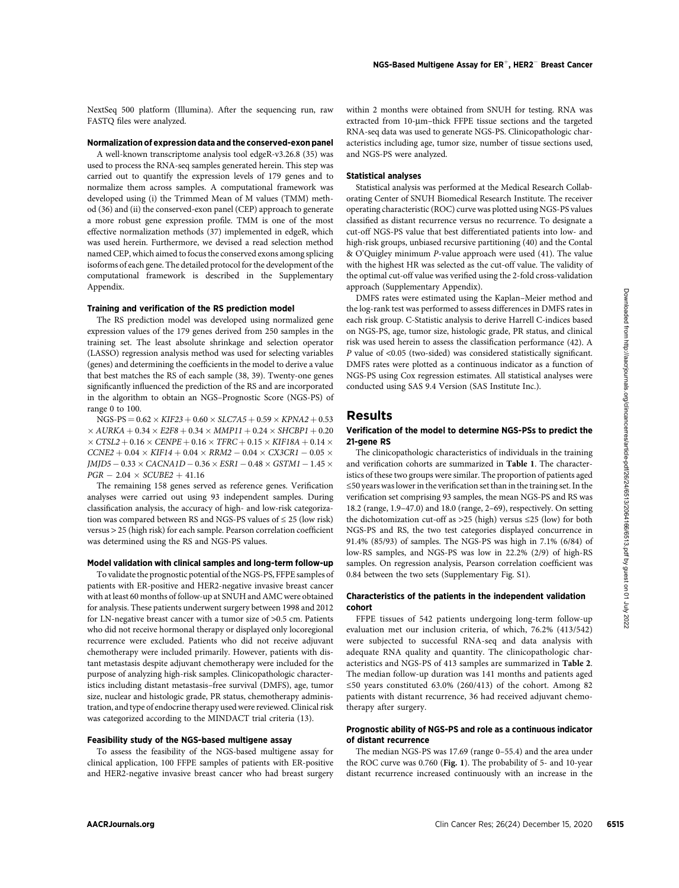NextSeq 500 platform (Illumina). After the sequencing run, raw FASTQ files were analyzed.

#### Normalization of expression data and the conserved-exon panel

A well-known transcriptome analysis tool edgeR-v3.26.8 (35) was used to process the RNA-seq samples generated herein. This step was carried out to quantify the expression levels of 179 genes and to normalize them across samples. A computational framework was developed using (i) the Trimmed Mean of M values (TMM) method (36) and (ii) the conserved-exon panel (CEP) approach to generate a more robust gene expression profile. TMM is one of the most effective normalization methods (37) implemented in edgeR, which was used herein. Furthermore, we devised a read selection method named CEP, which aimed to focus the conserved exons among splicing isoforms of each gene. The detailed protocol for the development of the computational framework is described in the Supplementary Appendix.

#### Training and verification of the RS prediction model

The RS prediction model was developed using normalized gene expression values of the 179 genes derived from 250 samples in the training set. The least absolute shrinkage and selection operator (LASSO) regression analysis method was used for selecting variables (genes) and determining the coefficients in the model to derive a value that best matches the RS of each sample (38, 39). Twenty-one genes significantly influenced the prediction of the RS and are incorporated in the algorithm to obtain an NGS–Prognostic Score (NGS-PS) of range 0 to 100.

$$\text{NGS-PS} = 0.62 \times KIF23 + 0.60 \times SLC7A5 + 0.59 \times KPNA2 + 0.53 \times AURKA + 0.34 \times E2F8 + 0.34 \times MMP11 + 0.24 \times SHCBP1 + 0.20 \times CTSL2 + 0.16 \times CENPE + 0.16 \times TFRC + 0.15 \times KIF18A + 0.14 \times CCNE2 + 0.04 \times KIF14 + 0.04 \times RRM2 - 0.04 \times CX3CR1 - 0.05 \times JMJD5 - 0.33 \times CACNA1D - 0.36 \times ESR1 - 0.48 \times GSTM1 - 1.45 \times PGR - 2.04 \times SCUBE2 + 41.16$$

The remaining 158 genes served as reference genes. Verification analyses were carried out using 93 independent samples. During classification analysis, the accuracy of high- and low-risk categorization was compared between RS and NGS-PS values of ≤ 25 (low risk) versus > 25 (high risk) for each sample. Pearson correlation coefficient was determined using the RS and NGS-PS values.

#### Model validation with clinical samples and long-term follow-up

To validate the prognostic potential of the NGS-PS, FFPE samples of patients with ER-positive and HER2-negative invasive breast cancer with at least 60 months of follow-up at SNUH and AMC were obtained for analysis. These patients underwent surgery between 1998 and 2012 for LN-negative breast cancer with a tumor size of >0.5 cm. Patients who did not receive hormonal therapy or displayed only locoregional recurrence were excluded. Patients who did not receive adjuvant chemotherapy were included primarily. However, patients with distant metastasis despite adjuvant chemotherapy were included for the purpose of analyzing high-risk samples. Clinicopathologic characteristics including distant metastasis–free survival (DMFS), age, tumor size, nuclear and histologic grade, PR status, chemotherapy administration, and type of endocrine therapy used were reviewed. Clinical risk was categorized according to the MINDACT trial criteria (13).

#### Feasibility study of the NGS-based multigene assay

To assess the feasibility of the NGS-based multigene assay for clinical application, 100 FFPE samples of patients with ER-positive and HER2-negative invasive breast cancer who had breast surgery within 2 months were obtained from SNUH for testing. RNA was extracted from 10-μm–thick FFPE tissue sections and the targeted RNA-seq data was used to generate NGS-PS. Clinicopathologic characteristics including age, tumor size, number of tissue sections used, and NGS-PS were analyzed.

#### Statistical analyses

Statistical analysis was performed at the Medical Research Collaborating Center of SNUH Biomedical Research Institute. The receiver operating characteristic (ROC) curve was plotted using NGS-PS values classified as distant recurrence versus no recurrence. To designate a cut-off NGS-PS value that best differentiated patients into low- and high-risk groups, unbiased recursive partitioning (40) and the Contal & O'Quigley minimum $P$-value approach were used (41). The value with the highest HR was selected as the cut-off value. The validity of the optimal cut-off value was verified using the 2-fold cross-validation approach (Supplementary Appendix).

DMFS rates were estimated using the Kaplan–Meier method and the log-rank test was performed to assess differences in DMFS rates in each risk group. C-Statistic analysis to derive Harrell C-indices based on NGS-PS, age, tumor size, histologic grade, PR status, and clinical risk was used herein to assess the classification performance (42). A $P$ value of <0.05 (two-sided) was considered statistically significant. DMFS rates were plotted as a continuous indicator as a function of NGS-PS using Cox regression estimates. All statistical analyses were conducted using SAS 9.4 Version (SAS Institute Inc.).

## Results

#### Verification of the model to determine NGS-PSs to predict the 21-gene RS

The clinicopathologic characteristics of individuals in the training and verification cohorts are summarized in **Table 1**. The characteristics of these two groups were similar. The proportion of patients aged ≤50 years was lower in the verification set than in the training set. In the verification set comprising 93 samples, the mean NGS-PS and RS was 18.2 (range, 1.9–47.0) and 18.0 (range, 2–69), respectively. On setting the dichotomization cut-off as >25 (high) versus ≤25 (low) for both NGS-PS and RS, the two test categories displayed concurrence in 91.4% (85/93) of samples. The NGS-PS was high in 7.1% (6/84) of low-RS samples, and NGS-PS was low in 22.2% (2/9) of high-RS samples. On regression analysis, Pearson correlation coefficient was 0.84 between the two sets (Supplementary Fig. S1).

#### Characteristics of the patients in the independent validation cohort

FFPE tissues of 542 patients undergoing long-term follow-up evaluation met our inclusion criteria, of which, 76.2% (413/542) were subjected to successful RNA-seq and data analysis with adequate RNA quality and quantity. The clinicopathologic characteristics and NGS-PS of 413 samples are summarized in **Table 2**. The median follow-up duration was 141 months and patients aged ≤50 years constituted 63.0% (260/413) of the cohort. Among 82 patients with distant recurrence, 36 had received adjuvant chemotherapy after surgery.

#### Prognostic ability of NGS-PS and role as a continuous indicator of distant recurrence

The median NGS-PS was 17.69 (range 0–55.4) and the area under the ROC curve was 0.760 (**Fig. 1**). The probability of 5- and 10-year distant recurrence increased continuously with an increase in the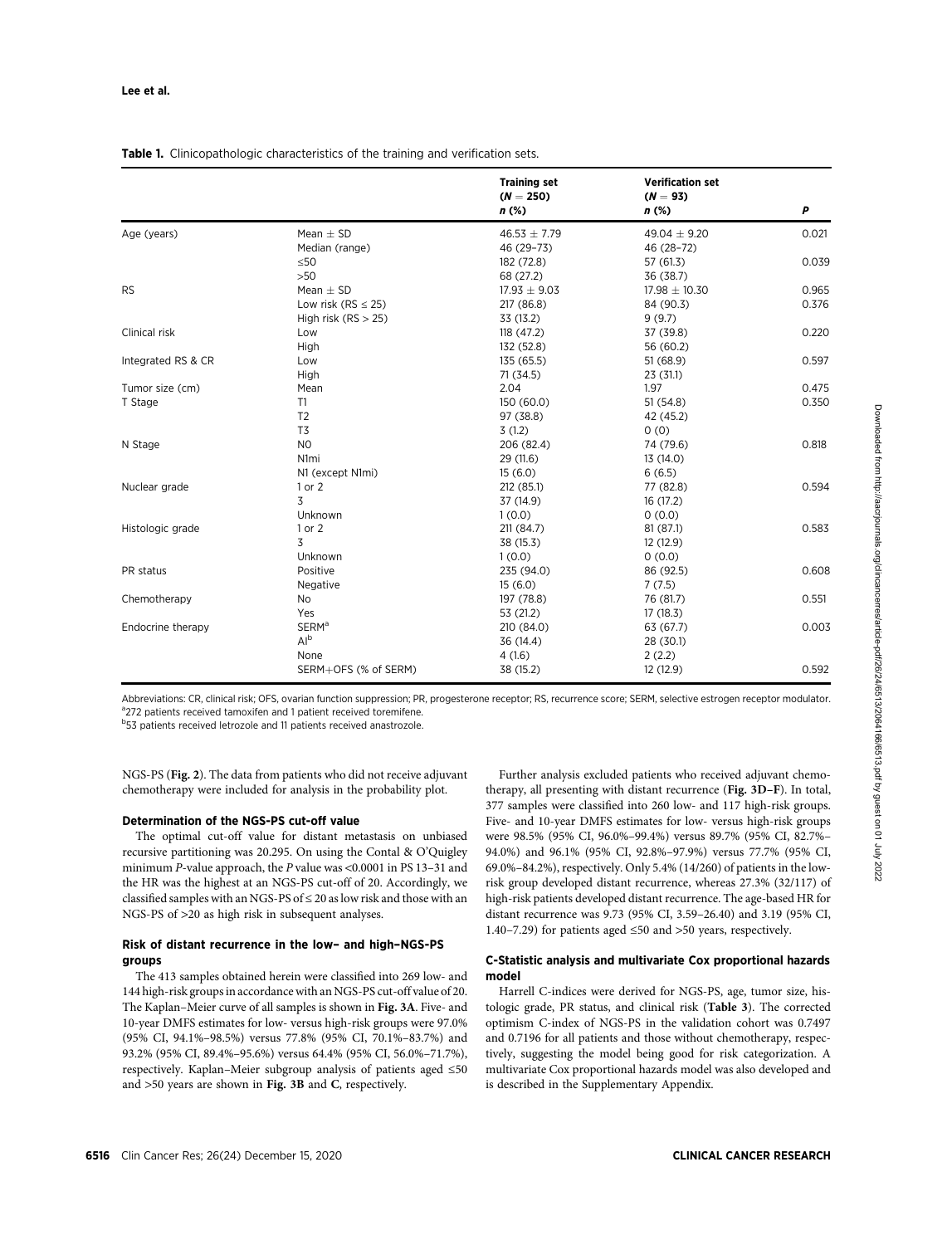**Table 1.** Clinicopathologic characteristics of the training and verification sets.

| | | Training set ($N = 250$) n (%) | Verification set ($N = 93$) n (%) | P |
|---|---|---|---|---|
| Age (years) | Mean ± SD | 46.53 ± 7.79 | 49.04 ± 9.20 | 0.021 |
| | Median (range) | 46 (29–73) | 46 (28–72) | |
| | ≤50 | 182 (72.8) | 57 (61.3) | 0.039 |
| | >50 | 68 (27.2) | 36 (38.7) | |
| RS | Mean ± SD | 17.93 ± 9.03 | 17.98 ± 10.30 | 0.965 |
| | Low risk (RS ≤ 25) | 217 (86.8) | 84 (90.3) | 0.376 |
| | High risk (RS > 25) | 33 (13.2) | 9 (9.7) | |
| Clinical risk | Low | 118 (47.2) | 37 (39.8) | 0.220 |
| | High | 132 (52.8) | 56 (60.2) | |
| Integrated RS & CR | Low | 135 (65.5) | 51 (68.9) | 0.597 |
| | High | 71 (34.5) | 23 (31.1) | |
| Tumor size (cm) | Mean | 2.04 | 1.97 | 0.475 |
| T Stage | T1 | 150 (60.0) | 51 (54.8) | 0.350 |
| | T2 | 97 (38.8) | 42 (45.2) | |
| | T3 | 3 (1.2) | 0 (0) | |
| N Stage | N0 | 206 (82.4) | 74 (79.6) | 0.818 |
| | N1mi | 29 (11.6) | 13 (14.0) | |
| | N1 (except N1mi) | 15 (6.0) | 6 (6.5) | |
| Nuclear grade | 1 or 2 | 212 (85.1) | 77 (82.8) | 0.594 |
| | 3 | 37 (14.9) | 16 (17.2) | |
| | Unknown | 1 (0.0) | 0 (0.0) | |
| Histologic grade | 1 or 2 | 211 (84.7) | 81 (87.1) | 0.583 |
| | 3 | 38 (15.3) | 12 (12.9) | |
| | Unknown | 1 (0.0) | 0 (0.0) | |
| PR status | Positive | 235 (94.0) | 86 (92.5) | 0.608 |
| | Negative | 15 (6.0) | 7 (7.5) | |
| Chemotherapy | No | 197 (78.8) | 76 (81.7) | 0.551 |
| | Yes | 53 (21.2) | 17 (18.3) | |
| Endocrine therapy | SERM[a] | 210 (84.0) | 63 (67.7) | 0.003 |
| | AI[b] | 36 (14.4) | 28 (30.1) | |
| | None | 4 (1.6) | 2 (2.2) | |
| | SERM+OFS (% of SERM) | 38 (15.2) | 12 (12.9) | 0.592 |

Abbreviations: CR, clinical risk; OFS, ovarian function suppression; PR, progesterone receptor; RS, recurrence score; SERM, selective estrogen receptor modulator.
[a]272 patients received tamoxifen and 1 patient received toremifene.
[b]53 patients received letrozole and 11 patients received anastrozole.

NGS-PS (**Fig. 2**). The data from patients who did not receive adjuvant chemotherapy were included for analysis in the probability plot.

### Determination of the NGS-PS cut-off value

The optimal cut-off value for distant metastasis on unbiased recursive partitioning was 20.295. On using the Contal & O'Quigley minimum P-value approach, the P value was <0.0001 in PS 13–31 and the HR was the highest at an NGS-PS cut-off of 20. Accordingly, we classified samples with an NGS-PS of ≤ 20 as low risk and those with an NGS-PS of >20 as high risk in subsequent analyses.

### Risk of distant recurrence in the low– and high–NGS-PS groups

The 413 samples obtained herein were classified into 269 low- and 144 high-risk groups in accordance with an NGS-PS cut-off value of 20. The Kaplan–Meier curve of all samples is shown in **Fig. 3A**. Five- and 10-year DMFS estimates for low- versus high-risk groups were 97.0% (95% CI, 94.1%–98.5%) versus 77.8% (95% CI, 70.1%–83.7%) and 93.2% (95% CI, 89.4%–95.6%) versus 64.4% (95% CI, 56.0%–71.7%), respectively. Kaplan–Meier subgroup analysis of patients aged ≤50 and >50 years are shown in **Fig. 3B** and **C**, respectively.

Further analysis excluded patients who received adjuvant chemotherapy, all presenting with distant recurrence (**Fig. 3D–F**). In total, 377 samples were classified into 260 low- and 117 high-risk groups. Five- and 10-year DMFS estimates for low- versus high-risk groups were 98.5% (95% CI, 96.0%–99.4%) versus 89.7% (95% CI, 82.7%–94.0%) and 96.1% (95% CI, 92.8%–97.9%) versus 77.7% (95% CI, 69.0%–84.2%), respectively. Only 5.4% (14/260) of patients in the low-risk group developed distant recurrence, whereas 27.3% (32/117) of high-risk patients developed distant recurrence. The age-based HR for distant recurrence was 9.73 (95% CI, 3.59–26.40) and 3.19 (95% CI, 1.40–7.29) for patients aged ≤50 and >50 years, respectively.

### C-Statistic analysis and multivariate Cox proportional hazards model

Harrell C-indices were derived for NGS-PS, age, tumor size, histologic grade, PR status, and clinical risk (**Table 3**). The corrected optimism C-index of NGS-PS in the validation cohort was 0.7497 and 0.7196 for all patients and those without chemotherapy, respectively, suggesting the model being good for risk categorization. A multivariate Cox proportional hazards model was also developed and is described in the Supplementary Appendix.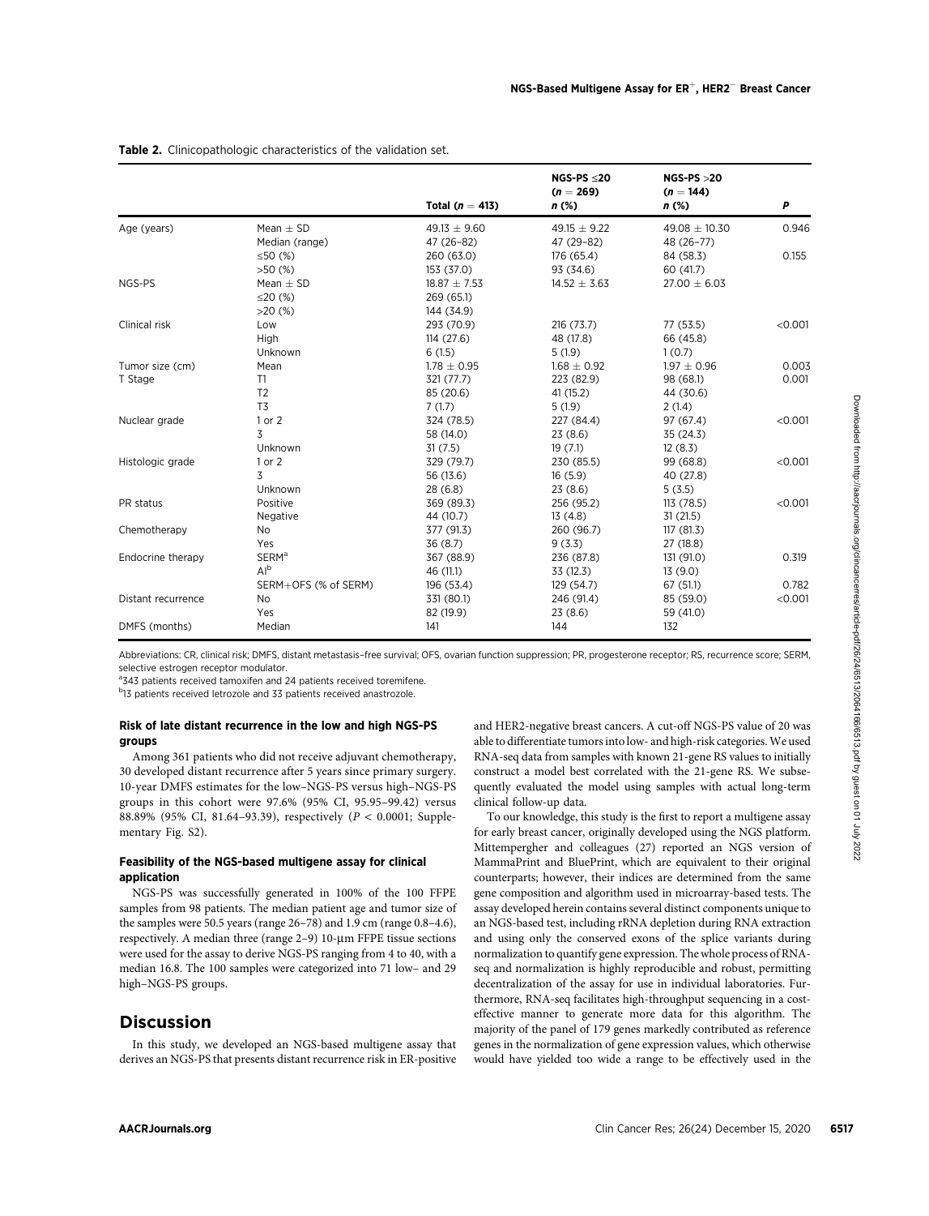**Table 2.** Clinicopathologic characteristics of the validation set.

| | | Total ($n = 413$) | NGS-PS ≤20 ($n = 269$) $n$ (%) | NGS-PS >20 ($n = 144$) $n$ (%) | *P* |
|---|---|---|---|---|---|
| Age (years) | Mean ± SD | 49.13 ± 9.60 | 49.15 ± 9.22 | 49.08 ± 10.30 | 0.946 |
| | Median (range) | 47 (26–82) | 47 (29–82) | 48 (26–77) | |
| | ≤50 (%) | 260 (63.0) | 176 (65.4) | 84 (58.3) | 0.155 |
| | >50 (%) | 153 (37.0) | 93 (34.6) | 60 (41.7) | |
| NGS-PS | Mean ± SD | 18.87 ± 7.53 | 14.52 ± 3.63 | 27.00 ± 6.03 | |
| | ≤20 (%) | 269 (65.1) | | | |
| | >20 (%) | 144 (34.9) | | | |
| Clinical risk | Low | 293 (70.9) | 216 (73.7) | 77 (53.5) | <0.001 |
| | High | 114 (27.6) | 48 (17.8) | 66 (45.8) | |
| | Unknown | 6 (1.5) | 5 (1.9) | 1 (0.7) | |
| Tumor size (cm) | Mean | 1.78 ± 0.95 | 1.68 ± 0.92 | 1.97 ± 0.96 | 0.003 |
| T Stage | T1 | 321 (77.7) | 223 (82.9) | 98 (68.1) | 0.001 |
| | T2 | 85 (20.6) | 41 (15.2) | 44 (30.6) | |
| | T3 | 7 (1.7) | 5 (1.9) | 2 (1.4) | |
| Nuclear grade | 1 or 2 | 324 (78.5) | 227 (84.4) | 97 (67.4) | <0.001 |
| | 3 | 58 (14.0) | 23 (8.6) | 35 (24.3) | |
| | Unknown | 31 (7.5) | 19 (7.1) | 12 (8.3) | |
| Histologic grade | 1 or 2 | 329 (79.7) | 230 (85.5) | 99 (68.8) | <0.001 |
| | 3 | 56 (13.6) | 16 (5.9) | 40 (27.8) | |
| | Unknown | 28 (6.8) | 23 (8.6) | 5 (3.5) | |
| PR status | Positive | 369 (89.3) | 256 (95.2) | 113 (78.5) | <0.001 |
| | Negative | 44 (10.7) | 13 (4.8) | 31 (21.5) | |
| Chemotherapy | No | 377 (91.3) | 260 (96.7) | 117 (81.3) | <0.001 |
| | Yes | 36 (8.7) | 9 (3.3) | 27 (18.8) | |
| Endocrine therapy | SERM[a] | 367 (88.9) | 236 (87.8) | 131 (91.0) | 0.319 |
| | AI[b] | 46 (11.1) | 33 (12.3) | 13 (9.0) | |
| | SERM+OFS (% of SERM) | 196 (53.4) | 129 (54.7) | 67 (51.1) | 0.782 |
| Distant recurrence | No | 331 (80.1) | 246 (91.4) | 85 (59.0) | <0.001 |
| | Yes | 82 (19.9) | 23 (8.6) | 59 (41.0) | |
| DMFS (months) | Median | 141 | 144 | 132 | |

Abbreviations: CR, clinical risk; DMFS, distant metastasis–free survival; OFS, ovarian function suppression; PR, progesterone receptor; RS, recurrence score; SERM, selective estrogen receptor modulator.

[a]343 patients received tamoxifen and 24 patients received toremifene.

[b]13 patients received letrozole and 33 patients received anastrozole.

### Risk of late distant recurrence in the low and high NGS-PS groups

Among 361 patients who did not receive adjuvant chemotherapy, 30 developed distant recurrence after 5 years since primary surgery. 10-year DMFS estimates for the low–NGS-PS versus high–NGS-PS groups in this cohort were 97.6% (95% CI, 95.95–99.42) versus 88.89% (95% CI, 81.64–93.39), respectively ($P < 0.0001$; Supplementary Fig. S2).

### Feasibility of the NGS-based multigene assay for clinical application

NGS-PS was successfully generated in 100% of the 100 FFPE samples from 98 patients. The median patient age and tumor size of the samples were 50.5 years (range 26–78) and 1.9 cm (range 0.8–4.6), respectively. A median three (range 2–9) 10-μm FFPE tissue sections were used for the assay to derive NGS-PS ranging from 4 to 40, with a median 16.8. The 100 samples were categorized into 71 low– and 29 high–NGS-PS groups.

## Discussion

In this study, we developed an NGS-based multigene assay that derives an NGS-PS that presents distant recurrence risk in ER-positive and HER2-negative breast cancers. A cut-off NGS-PS value of 20 was able to differentiate tumors into low- and high-risk categories. We used RNA-seq data from samples with known 21-gene RS values to initially construct a model best correlated with the 21-gene RS. We subsequently evaluated the model using samples with actual long-term clinical follow-up data.

To our knowledge, this study is the first to report a multigene assay for early breast cancer, originally developed using the NGS platform. Mittempergher and colleagues (27) reported an NGS version of MammaPrint and BluePrint, which are equivalent to their original counterparts; however, their indices are determined from the same gene composition and algorithm used in microarray-based tests. The assay developed herein contains several distinct components unique to an NGS-based test, including rRNA depletion during RNA extraction and using only the conserved exons of the splice variants during normalization to quantify gene expression. The whole process of RNA-seq and normalization is highly reproducible and robust, permitting decentralization of the assay for use in individual laboratories. Furthermore, RNA-seq facilitates high-throughput sequencing in a cost-effective manner to generate more data for this algorithm. The majority of the panel of 179 genes markedly contributed as reference genes in the normalization of gene expression values, which otherwise would have yielded too wide a range to be effectively used in the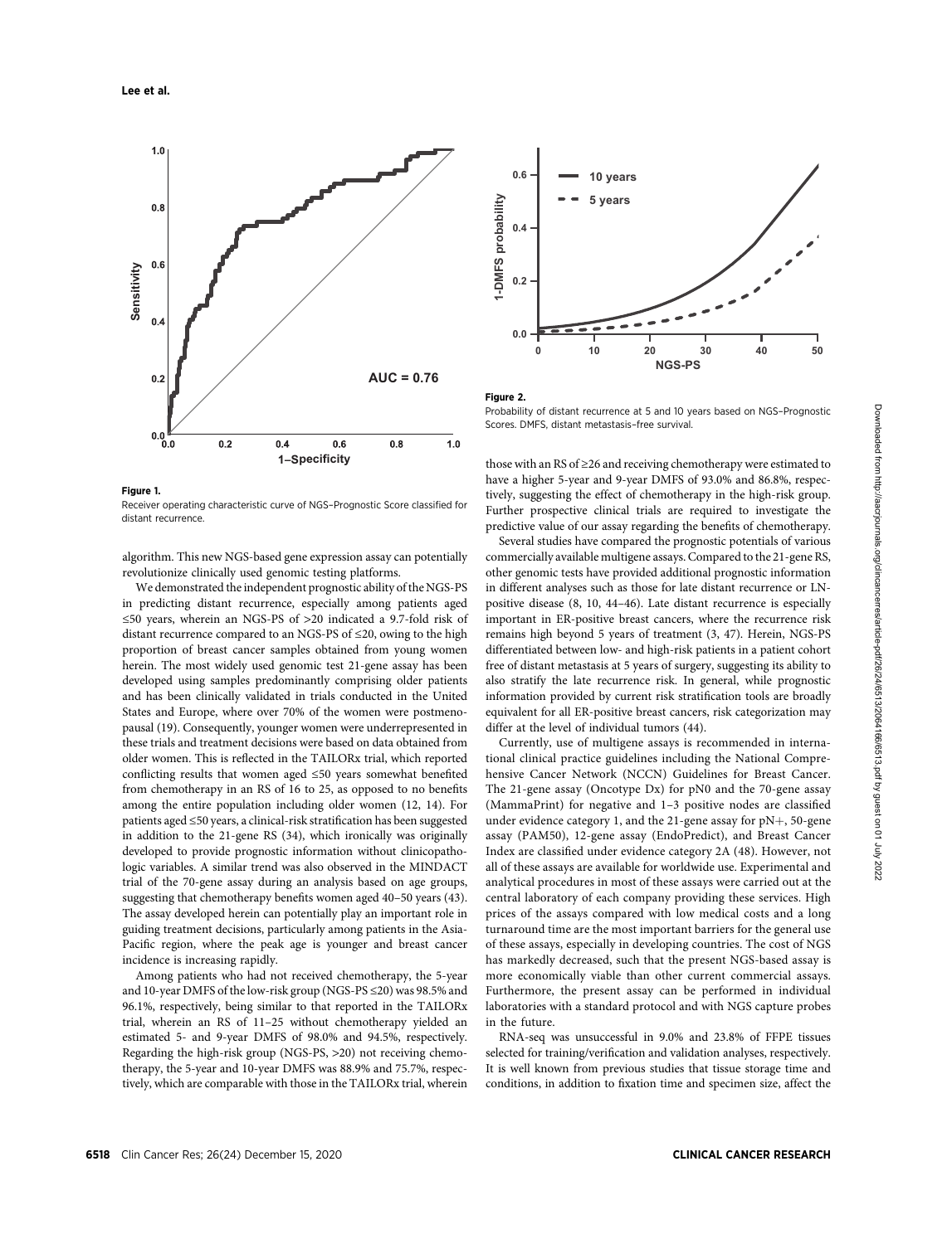**Figure 1.**

Receiver operating characteristic curve of NGS–Prognostic Score classified for distant recurrence.

**Figure 2.**

Probability of distant recurrence at 5 and 10 years based on NGS–Prognostic Scores. DMFS, distant metastasis–free survival.

algorithm. This new NGS-based gene expression assay can potentially revolutionize clinically used genomic testing platforms.

We demonstrated the independent prognostic ability of the NGS-PS in predicting distant recurrence, especially among patients aged ≤50 years, wherein an NGS-PS of >20 indicated a 9.7-fold risk of distant recurrence compared to an NGS-PS of ≤20, owing to the high proportion of breast cancer samples obtained from young women herein. The most widely used genomic test 21-gene assay has been developed using samples predominantly comprising older patients and has been clinically validated in trials conducted in the United States and Europe, where over 70% of the women were postmenopausal (19). Consequently, younger women were underrepresented in these trials and treatment decisions were based on data obtained from older women. This is reflected in the TAILORx trial, which reported conflicting results that women aged ≤50 years somewhat benefited from chemotherapy in an RS of 16 to 25, as opposed to no benefits among the entire population including older women (12, 14). For patients aged ≤50 years, a clinical-risk stratification has been suggested in addition to the 21-gene RS (34), which ironically was originally developed to provide prognostic information without clinicopathologic variables. A similar trend was also observed in the MINDACT trial of the 70-gene assay during an analysis based on age groups, suggesting that chemotherapy benefits women aged 40–50 years (43). The assay developed herein can potentially play an important role in guiding treatment decisions, particularly among patients in the Asia-Pacific region, where the peak age is younger and breast cancer incidence is increasing rapidly.

Among patients who had not received chemotherapy, the 5-year and 10-year DMFS of the low-risk group (NGS-PS ≤20) was 98.5% and 96.1%, respectively, being similar to that reported in the TAILORx trial, wherein an RS of 11–25 without chemotherapy yielded an estimated 5- and 9-year DMFS of 98.0% and 94.5%, respectively. Regarding the high-risk group (NGS-PS, >20) not receiving chemotherapy, the 5-year and 10-year DMFS was 88.9% and 75.7%, respectively, which are comparable with those in the TAILORx trial, wherein those with an RS of ≥26 and receiving chemotherapy were estimated to have a higher 5-year and 9-year DMFS of 93.0% and 86.8%, respectively, suggesting the effect of chemotherapy in the high-risk group. Further prospective clinical trials are required to investigate the predictive value of our assay regarding the benefits of chemotherapy.

Several studies have compared the prognostic potentials of various commercially available multigene assays. Compared to the 21-gene RS, other genomic tests have provided additional prognostic information in different analyses such as those for late distant recurrence or LN-positive disease (8, 10, 44–46). Late distant recurrence is especially important in ER-positive breast cancers, where the recurrence risk remains high beyond 5 years of treatment (3, 47). Herein, NGS-PS differentiated between low- and high-risk patients in a patient cohort free of distant metastasis at 5 years of surgery, suggesting its ability to also stratify the late recurrence risk. In general, while prognostic information provided by current risk stratification tools are broadly equivalent for all ER-positive breast cancers, risk categorization may differ at the level of individual tumors (44).

Currently, use of multigene assays is recommended in international clinical practice guidelines including the National Comprehensive Cancer Network (NCCN) Guidelines for Breast Cancer. The 21-gene assay (Oncotype Dx) for pN0 and the 70-gene assay (MammaPrint) for negative and 1–3 positive nodes are classified under evidence category 1, and the 21-gene assay for pN+, 50-gene assay (PAM50), 12-gene assay (EndoPredict), and Breast Cancer Index are classified under evidence category 2A (48). However, not all of these assays are available for worldwide use. Experimental and analytical procedures in most of these assays were carried out at the central laboratory of each company providing these services. High prices of the assays compared with low medical costs and a long turnaround time are the most important barriers for the general use of these assays, especially in developing countries. The cost of NGS has markedly decreased, such that the present NGS-based assay is more economically viable than other current commercial assays. Furthermore, the present assay can be performed in individual laboratories with a standard protocol and with NGS capture probes in the future.

RNA-seq was unsuccessful in 9.0% and 23.8% of FFPE tissues selected for training/verification and validation analyses, respectively. It is well known from previous studies that tissue storage time and conditions, in addition to fixation time and specimen size, affect the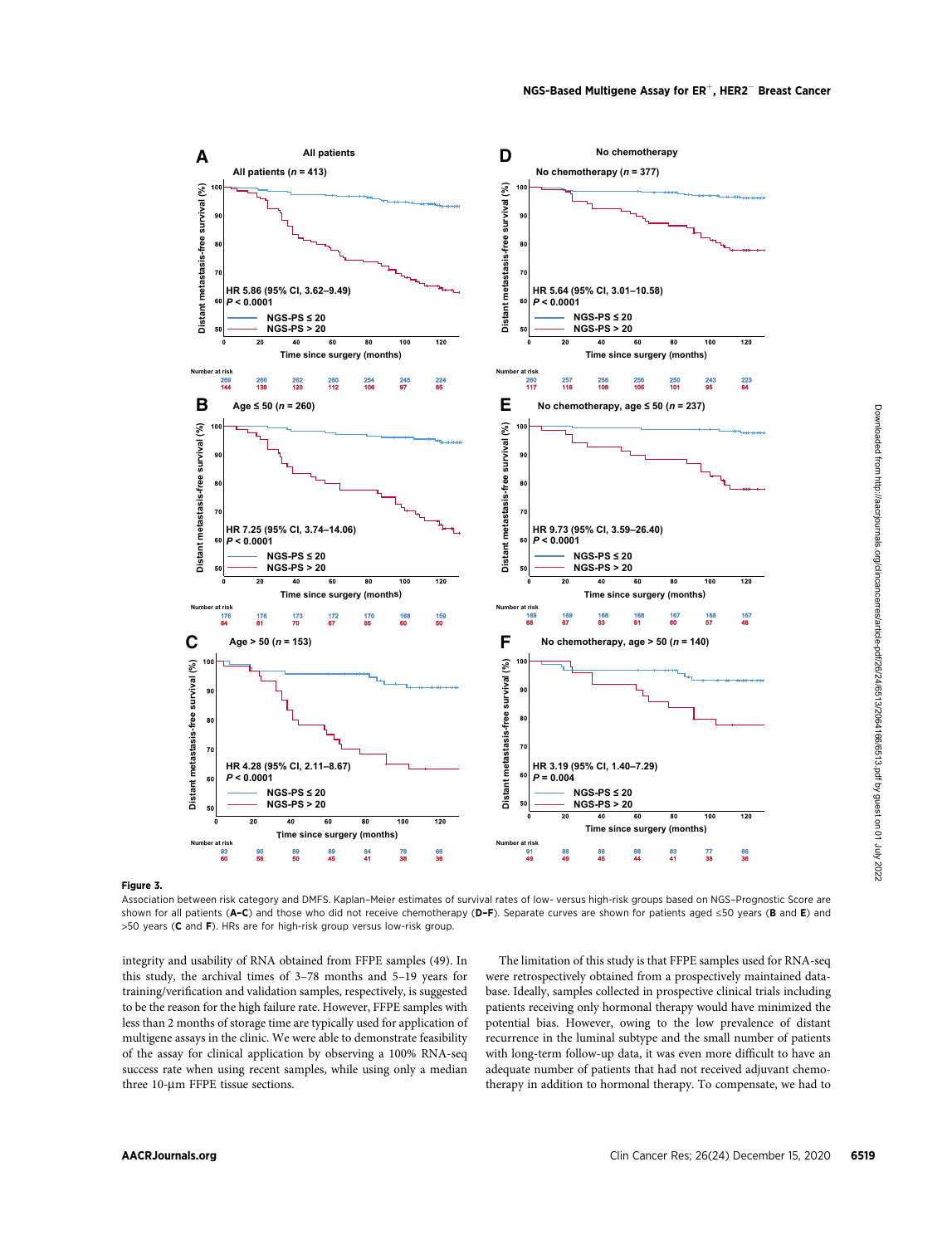**Figure 3.**

Association between risk category and DMFS. Kaplan–Meier estimates of survival rates of low- versus high-risk groups based on NGS–Prognostic Score are shown for all patients (**A–C**) and those who did not receive chemotherapy (**D–F**). Separate curves are shown for patients aged ≤50 years (**B** and **E**) and >50 years (**C** and **F**). HRs are for high-risk group versus low-risk group.

integrity and usability of RNA obtained from FFPE samples (49). In this study, the archival times of 3–78 months and 5–19 years for training/verification and validation samples, respectively, is suggested to be the reason for the high failure rate. However, FFPE samples with less than 2 months of storage time are typically used for application of multigene assays in the clinic. We were able to demonstrate feasibility of the assay for clinical application by observing a 100% RNA-seq success rate when using recent samples, while using only a median three 10-µm FFPE tissue sections.

The limitation of this study is that FFPE samples used for RNA-seq were retrospectively obtained from a prospectively maintained database. Ideally, samples collected in prospective clinical trials including patients receiving only hormonal therapy would have minimized the potential bias. However, owing to the low prevalence of distant recurrence in the luminal subtype and the small number of patients with long-term follow-up data, it was even more difficult to have an adequate number of patients that had not received adjuvant chemotherapy in addition to hormonal therapy. To compensate, we had to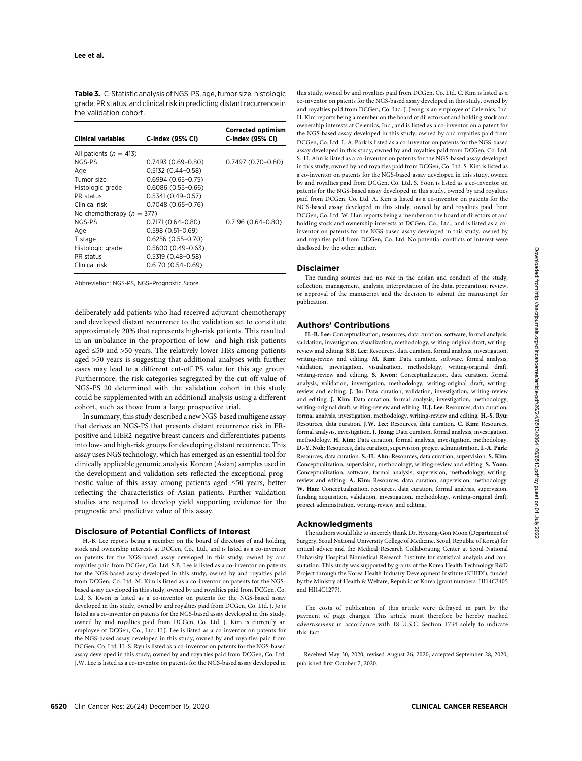**Table 3.** C-Statistic analysis of NGS-PS, age, tumor size, histologic grade, PR status, and clinical risk in predicting distant recurrence in the validation cohort.

| Clinical variables | C-index (95% CI) | Corrected optimism C-index (95% CI) |
|---|---|---|
| All patients ($n$ = 413) | | |
| NGS-PS | 0.7493 (0.69–0.80) | 0.7497 (0.70–0.80) |
| Age | 0.5132 (0.44–0.58) | |
| Tumor size | 0.6994 (0.65–0.75) | |
| Histologic grade | 0.6086 (0.55–0.66) | |
| PR status | 0.5341 (0.49–0.57) | |
| Clinical risk | 0.7048 (0.65–0.76) | |
| No chemotherapy ($n$ = 377) | | |
| NGS-PS | 0.7171 (0.64–0.80) | 0.7196 (0.64–0.80) |
| Age | 0.598 (0.51–0.69) | |
| T stage | 0.6256 (0.55–0.70) | |
| Histologic grade | 0.5600 (0.49–0.63) | |
| PR status | 0.5319 (0.48–0.58) | |
| Clinical risk | 0.6170 (0.54–0.69) | |

Abbreviation: NGS-PS, NGS–Prognostic Score.

deliberately add patients who had received adjuvant chemotherapy and developed distant recurrence to the validation set to constitute approximately 20% that represents high-risk patients. This resulted in an unbalance in the proportion of low- and high-risk patients aged ≤50 and >50 years. The relatively lower HRs among patients aged >50 years is suggesting that additional analyses with further cases may lead to a different cut-off PS value for this age group. Furthermore, the risk categories segregated by the cut-off value of NGS-PS 20 determined with the validation cohort in this study could be supplemented with an additional analysis using a different cohort, such as those from a large prospective trial.

In summary, this study described a new NGS-based multigene assay that derives an NGS-PS that presents distant recurrence risk in ER-positive and HER2-negative breast cancers and differentiates patients into low- and high-risk groups for developing distant recurrence. This assay uses NGS technology, which has emerged as an essential tool for clinically applicable genomic analysis. Korean (Asian) samples used in the development and validation sets reflected the exceptional prognostic value of this assay among patients aged ≤50 years, better reflecting the characteristics of Asian patients. Further validation studies are required to develop yield supporting evidence for the prognostic and predictive value of this assay.

## Disclosure of Potential Conflicts of Interest

H.-B. Lee reports being a member on the board of directors of and holding stock and ownership interests at DCGen, Co., Ltd., and is listed as a co-inventor on patents for the NGS-based assay developed in this study, owned by and royalties paid from DCGen, Co. Ltd. S.B. Lee is listed as a co-inventor on patents for the NGS-based assay developed in this study, owned by and royalties paid from DCGen, Co. Ltd. M. Kim is listed as a co-inventor on patents for the NGS-based assay developed in this study, owned by and royalties paid from DCGen, Co. Ltd. S. Kwon is listed as a co-inventor on patents for the NGS-based assay developed in this study, owned by and royalties paid from DCGen, Co. Ltd. J. Jo is listed as a co-inventor on patents for the NGS-based assay developed in this study, owned by and royalties paid from DCGen, Co. Ltd. J. Kim is currently an employee of DCGen, Co., Ltd. H.J. Lee is listed as a co-inventor on patents for the NGS-based assay developed in this study, owned by and royalties paid from DCGen, Co. Ltd. H.-S. Ryu is listed as a co-inventor on patents for the NGS-based assay developed in this study, owned by and royalties paid from DCGen, Co. Ltd. J.W. Lee is listed as a co-inventor on patents for the NGS-based assay developed in this study, owned by and royalties paid from DCGen, Co. Ltd. C. Kim is listed as a co-inventor on patents for the NGS-based assay developed in this study, owned by and royalties paid from DCGen, Co. Ltd. J. Jeong is an employee of Celemics, Inc. H. Kim reports being a member on the board of directors of and holding stock and ownership interests at Celemics, Inc., and is listed as a co-inventor on a patent for the NGS-based assay developed in this study, owned by and royalties paid from DCGen, Co. Ltd. I.-A. Park is listed as a co-inventor on patents for the NGS-based assay developed in this study, owned by and royalties paid from DCGen, Co. Ltd. S.-H. Ahn is listed as a co-inventor on patents for the NGS-based assay developed in this study, owned by and royalties paid from DCGen, Co. Ltd. S. Kim is listed as a co-inventor on patents for the NGS-based assay developed in this study, owned by and royalties paid from DCGen, Co. Ltd. S. Yoon is listed as a co-inventor on patents for the NGS-based assay developed in this study, owned by and royalties paid from DCGen, Co. Ltd. A. Kim is listed as a co-inventor on patents for the NGS-based assay developed in this study, owned by and royalties paid from DCGen, Co. Ltd. W. Han reports being a member on the board of directors of and holding stock and ownership interests at DCGen, Co., Ltd., and is listed as a co-inventor on patents for the NGS-based assay developed in this study, owned by and royalties paid from DCGen, Co. Ltd. No potential conflicts of interest were disclosed by the other author.

## Disclaimer

The funding sources had no role in the design and conduct of the study, collection, management, analysis, interpretation of the data, preparation, review, or approval of the manuscript and the decision to submit the manuscript for publication.

## Authors' Contributions

**H.-B. Lee:** Conceptualization, resources, data curation, software, formal analysis, validation, investigation, visualization, methodology, writing-original draft, writing-review and editing. **S.B. Lee:** Resources, data curation, formal analysis, investigation, writing-review and editing. **M. Kim:** Data curation, software, formal analysis, validation, investigation, visualization, methodology, writing-original draft, writing-review and editing. **S. Kwon:** Conceptualization, data curation, formal analysis, validation, investigation, methodology, writing-original draft, writing-review and editing. **J. Jo:** Data curation, validation, investigation, writing-review and editing. **J. Kim:** Data curation, formal analysis, investigation, methodology, writing-original draft, writing-review and editing. **H.J. Lee:** Resources, data curation, formal analysis, investigation, methodology, writing-review and editing. **H.-S. Ryu:** Resources, data curation. **J.W. Lee:** Resources, data curation. **C. Kim:** Resources, formal analysis, investigation. **J. Jeong:** Data curation, formal analysis, investigation, methodology. **H. Kim:** Data curation, formal analysis, investigation, methodology. **D.-Y. Noh:** Resources, data curation, supervision, project administration. **I.-A. Park:** Resources, data curation. **S.-H. Ahn:** Resources, data curation, supervision. **S. Kim:** Conceptualization, supervision, methodology, writing-review and editing. **S. Yoon:** Conceptualization, software, formal analysis, supervision, methodology, writing-review and editing. **A. Kim:** Resources, data curation, supervision, methodology. **W. Han:** Conceptualization, resources, data curation, formal analysis, supervision, funding acquisition, validation, investigation, methodology, writing-original draft, project administration, writing-review and editing.

## Acknowledgments

The authors would like to sincerely thank Dr. Hyeong-Gon Moon (Department of Surgery, Seoul National University College of Medicine, Seoul, Republic of Korea) for critical advice and the Medical Research Collaborating Center at Seoul National University Hospital Biomedical Research Institute for statistical analysis and consultation. This study was supported by grants of the Korea Health Technology R&D Project through the Korea Health Industry Development Institute (KHIDI), funded by the Ministry of Health & Welfare, Republic of Korea (grant numbers: HI14C3405 and HI14C1277).

The costs of publication of this article were defrayed in part by the payment of page charges. This article must therefore be hereby marked *advertisement* in accordance with 18 U.S.C. Section 1734 solely to indicate this fact.

Received May 30, 2020; revised August 26, 2020; accepted September 28, 2020; published first October 7, 2020.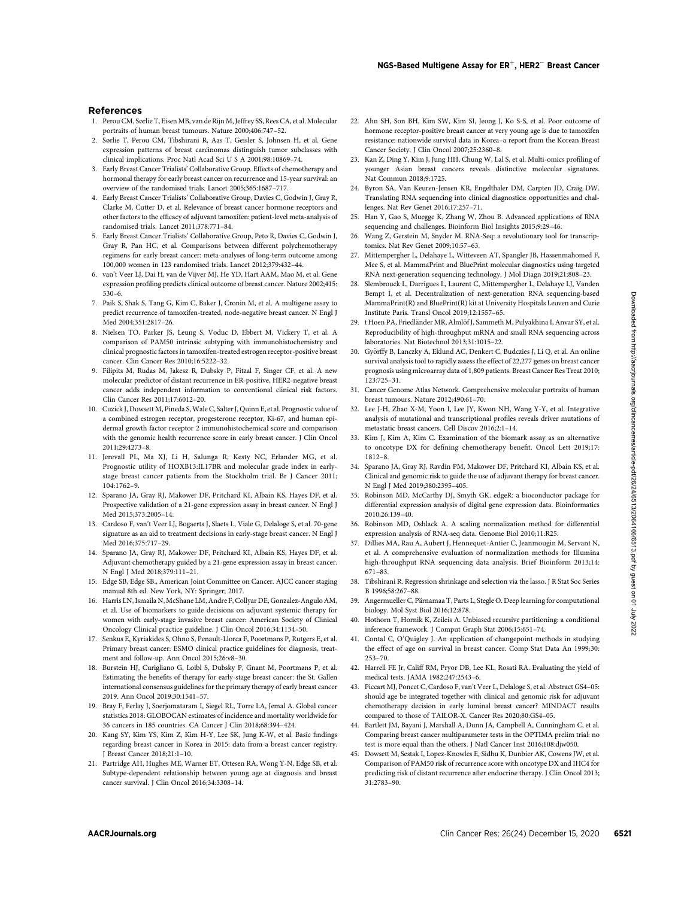## References

1. Perou CM, Sørlie T, Eisen MB, van de Rijn M, Jeffrey SS, Rees CA, et al. Molecular portraits of human breast tumours. Nature 2000;406:747–52.
2. Sørlie T, Perou CM, Tibshirani R, Aas T, Geisler S, Johnsen H, et al. Gene expression patterns of breast carcinomas distinguish tumor subclasses with clinical implications. Proc Natl Acad Sci U S A 2001;98:10869–74.
3. Early Breast Cancer Trialists' Collaborative Group. Effects of chemotherapy and hormonal therapy for early breast cancer on recurrence and 15-year survival: an overview of the randomised trials. Lancet 2005;365:1687–717.
4. Early Breast Cancer Trialists' Collaborative Group, Davies C, Godwin J, Gray R, Clarke M, Cutter D, et al. Relevance of breast cancer hormone receptors and other factors to the efficacy of adjuvant tamoxifen: patient-level meta-analysis of randomised trials. Lancet 2011;378:771–84.
5. Early Breast Cancer Trialists' Collaborative Group, Peto R, Davies C, Godwin J, Gray R, Pan HC, et al. Comparisons between different polychemotherapy regimens for early breast cancer: meta-analyses of long-term outcome among 100,000 women in 123 randomised trials. Lancet 2012;379:432–44.
6. van't Veer LJ, Dai H, van de Vijver MJ, He YD, Hart AAM, Mao M, et al. Gene expression profiling predicts clinical outcome of breast cancer. Nature 2002;415: 530–6.
7. Paik S, Shak S, Tang G, Kim C, Baker J, Cronin M, et al. A multigene assay to predict recurrence of tamoxifen-treated, node-negative breast cancer. N Engl J Med 2004;351:2817–26.
8. Nielsen TO, Parker JS, Leung S, Voduc D, Ebbert M, Vickery T, et al. A comparison of PAM50 intrinsic subtyping with immunohistochemistry and clinical prognostic factors in tamoxifen-treated estrogen receptor-positive breast cancer. Clin Cancer Res 2010;16:5222–32.
9. Filipits M, Rudas M, Jakesz R, Dubsky P, Fitzal F, Singer CF, et al. A new molecular predictor of distant recurrence in ER-positive, HER2-negative breast cancer adds independent information to conventional clinical risk factors. Clin Cancer Res 2011;17:6012–20.
10. Cuzick J, Dowsett M, Pineda S, Wale C, Salter J, Quinn E, et al. Prognostic value of a combined estrogen receptor, progesterone receptor, Ki-67, and human epidermal growth factor receptor 2 immunohistochemical score and comparison with the genomic health recurrence score in early breast cancer. J Clin Oncol 2011;29:4273–8.
11. Jerevall PL, Ma XJ, Li H, Salunga R, Kesty NC, Erlander MG, et al. Prognostic utility of HOXB13:IL17BR and molecular grade index in early-stage breast cancer patients from the Stockholm trial. Br J Cancer 2011; 104:1762–9.
12. Sparano JA, Gray RJ, Makower DF, Pritchard KI, Albain KS, Hayes DF, et al. Prospective validation of a 21-gene expression assay in breast cancer. N Engl J Med 2015;373:2005–14.
13. Cardoso F, van't Veer LJ, Bogaerts J, Slaets L, Viale G, Delaloge S, et al. 70-gene signature as an aid to treatment decisions in early-stage breast cancer. N Engl J Med 2016;375:717–29.
14. Sparano JA, Gray RJ, Makower DF, Pritchard KI, Albain KS, Hayes DF, et al. Adjuvant chemotherapy guided by a 21-gene expression assay in breast cancer. N Engl J Med 2018;379:111–21.
15. Edge SB, Edge SB., American Joint Committee on Cancer. AJCC cancer staging manual 8th ed. New York, NY: Springer; 2017.
16. Harris LN, Ismaila N, McShane LM, Andre F, Collyar DE, Gonzalez-Angulo AM, et al. Use of biomarkers to guide decisions on adjuvant systemic therapy for women with early-stage invasive breast cancer: American Society of Clinical Oncology Clinical practice guideline. J Clin Oncol 2016;34:1134–50.
17. Senkus E, Kyriakides S, Ohno S, Penault-Llorca F, Poortmans P, Rutgers E, et al. Primary breast cancer: ESMO clinical practice guidelines for diagnosis, treatment and follow-up. Ann Oncol 2015;26:v8–30.
18. Burstein HJ, Curigliano G, Loibl S, Dubsky P, Gnant M, Poortmans P, et al. Estimating the benefits of therapy for early-stage breast cancer: the St. Gallen international consensus guidelines for the primary therapy of early breast cancer 2019. Ann Oncol 2019;30:1541–57.
19. Bray F, Ferlay J, Soerjomataram I, Siegel RL, Torre LA, Jemal A. Global cancer statistics 2018: GLOBOCAN estimates of incidence and mortality worldwide for 36 cancers in 185 countries. CA Cancer J Clin 2018;68:394–424.
20. Kang SY, Kim YS, Kim Z, Kim H-Y, Lee SK, Jung K-W, et al. Basic findings regarding breast cancer in Korea in 2015: data from a breast cancer registry. J Breast Cancer 2018;21:1–10.
21. Partridge AH, Hughes ME, Warner ET, Ottesen RA, Wong Y-N, Edge SB, et al. Subtype-dependent relationship between young age at diagnosis and breast cancer survival. J Clin Oncol 2016;34:3308–14.
22. Ahn SH, Son BH, Kim SW, Kim SI, Jeong J, Ko S-S, et al. Poor outcome of hormone receptor-positive breast cancer at very young age is due to tamoxifen resistance: nationwide survival data in Korea–a report from the Korean Breast Cancer Society. J Clin Oncol 2007;25:2360–8.
23. Kan Z, Ding Y, Kim J, Jung HH, Chung W, Lal S, et al. Multi-omics profiling of younger Asian breast cancers reveals distinctive molecular signatures. Nat Commun 2018;9:1725.
24. Byron SA, Van Keuren-Jensen KR, Engelthaler DM, Carpten JD, Craig DW. Translating RNA sequencing into clinical diagnostics: opportunities and challenges. Nat Rev Genet 2016;17:257–71.
25. Han Y, Gao S, Muegge K, Zhang W, Zhou B. Advanced applications of RNA sequencing and challenges. Bioinform Biol Insights 2015;9:29–46.
26. Wang Z, Gerstein M, Snyder M. RNA-Seq: a revolutionary tool for transcriptomics. Nat Rev Genet 2009;10:57–63.
27. Mittempergher L, Delahaye L, Witteveen AT, Spangler JB, Hassenmahomed F, Mee S, et al. MammaPrint and BluePrint molecular diagnostics using targeted RNA next-generation sequencing technology. J Mol Diagn 2019;21:808–23.
28. Slembrouck L, Darrigues L, Laurent C, Mittempergher L, Delahaye LJ, Vanden Bempt I, et al. Decentralization of next-generation RNA sequencing-based MammaPrint(R) and BluePrint(R) kit at University Hospitals Leuven and Curie Institute Paris. Transl Oncol 2019;12:1557–65.
29. t Hoen PA, Friedländer MR, Almlöf J, Sammeth M, Pulyakhina I, Anvar SY, et al. Reproducibility of high-throughput mRNA and small RNA sequencing across laboratories. Nat Biotechnol 2013;31:1015–22.
30. Győrffy B, Lanczky A, Eklund AC, Denkert C, Budczies J, Li Q, et al. An online survival analysis tool to rapidly assess the effect of 22,277 genes on breast cancer prognosis using microarray data of 1,809 patients. Breast Cancer Res Treat 2010; 123:725–31.
31. Cancer Genome Atlas Network. Comprehensive molecular portraits of human breast tumours. Nature 2012;490:61–70.
32. Lee J-H, Zhao X-M, Yoon I, Lee JY, Kwon NH, Wang Y-Y, et al. Integrative analysis of mutational and transcriptional profiles reveals driver mutations of metastatic breast cancers. Cell Discov 2016;2:1–14.
33. Kim J, Kim A, Kim C. Examination of the biomark assay as an alternative to oncotype DX for defining chemotherapy benefit. Oncol Lett 2019;17: 1812–8.
34. Sparano JA, Gray RJ, Ravdin PM, Makower DF, Pritchard KI, Albain KS, et al. Clinical and genomic risk to guide the use of adjuvant therapy for breast cancer. N Engl J Med 2019;380:2395–405.
35. Robinson MD, McCarthy DJ, Smyth GK. edgeR: a bioconductor package for differential expression analysis of digital gene expression data. Bioinformatics 2010;26:139–40.
36. Robinson MD, Oshlack A. A scaling normalization method for differential expression analysis of RNA-seq data. Genome Biol 2010;11:R25.
37. Dillies MA, Rau A, Aubert J, Hennequet-Antier C, Jeanmougin M, Servant N, et al. A comprehensive evaluation of normalization methods for Illumina high-throughput RNA sequencing data analysis. Brief Bioinform 2013;14: 671–83.
38. Tibshirani R. Regression shrinkage and selection via the lasso. J R Stat Soc Series B 1996;58:267–88.
39. Angermueller C, Pärnamaa T, Parts L, Stegle O. Deep learning for computational biology. Mol Syst Biol 2016;12:878.
40. Hothorn T, Hornik K, Zeileis A. Unbiased recursive partitioning: a conditional inference framework. J Comput Graph Stat 2006;15:651–74.
41. Contal C, O'Quigley J. An application of changepoint methods in studying the effect of age on survival in breast cancer. Comp Stat Data An 1999;30: 253–70.
42. Harrell FE Jr, Califf RM, Pryor DB, Lee KL, Rosati RA. Evaluating the yield of medical tests. JAMA 1982;247:2543–6.
43. Piccart MJ, Poncet C, Cardoso F, van't Veer L, Delaloge S, et al. Abstract GS4–05: should age be integrated together with clinical and genomic risk for adjuvant chemotherapy decision in early luminal breast cancer? MINDACT results compared to those of TAILOR-X. Cancer Res 2020;80:GS4–05.
44. Bartlett JM, Bayani J, Marshall A, Dunn JA, Campbell A, Cunningham C, et al. Comparing breast cancer multiparameter tests in the OPTIMA prelim trial: no test is more equal than the others. J Natl Cancer Inst 2016;108:djw050.
45. Dowsett M, Sestak I, Lopez-Knowles E, Sidhu K, Dunbier AK, Cowens JW, et al. Comparison of PAM50 risk of recurrence score with oncotype DX and IHC4 for predicting risk of distant recurrence after endocrine therapy. J Clin Oncol 2013; 31:2783–90.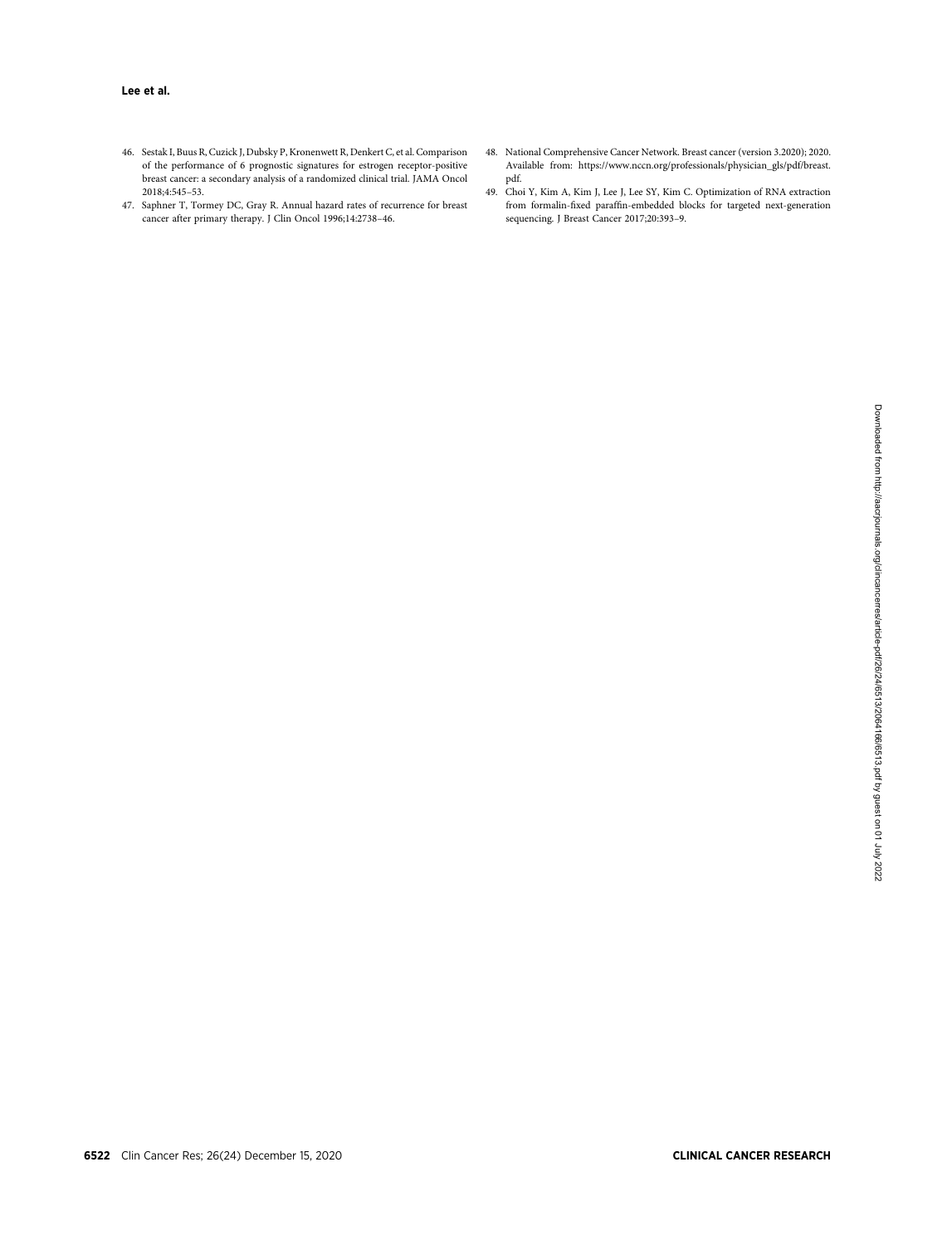46. Sestak I, Buus R, Cuzick J, Dubsky P, Kronenwett R, Denkert C, et al. Comparison of the performance of 6 prognostic signatures for estrogen receptor-positive breast cancer: a secondary analysis of a randomized clinical trial. JAMA Oncol 2018;4:545–53.
47. Saphner T, Tormey DC, Gray R. Annual hazard rates of recurrence for breast cancer after primary therapy. J Clin Oncol 1996;14:2738–46.
48. National Comprehensive Cancer Network. Breast cancer (version 3.2020); 2020. Available from: https://www.nccn.org/professionals/physician_gls/pdf/breast.pdf.
49. Choi Y, Kim A, Kim J, Lee J, Lee SY, Kim C. Optimization of RNA extraction from formalin-fixed paraffin-embedded blocks for targeted next-generation sequencing. J Breast Cancer 2017;20:393–9.